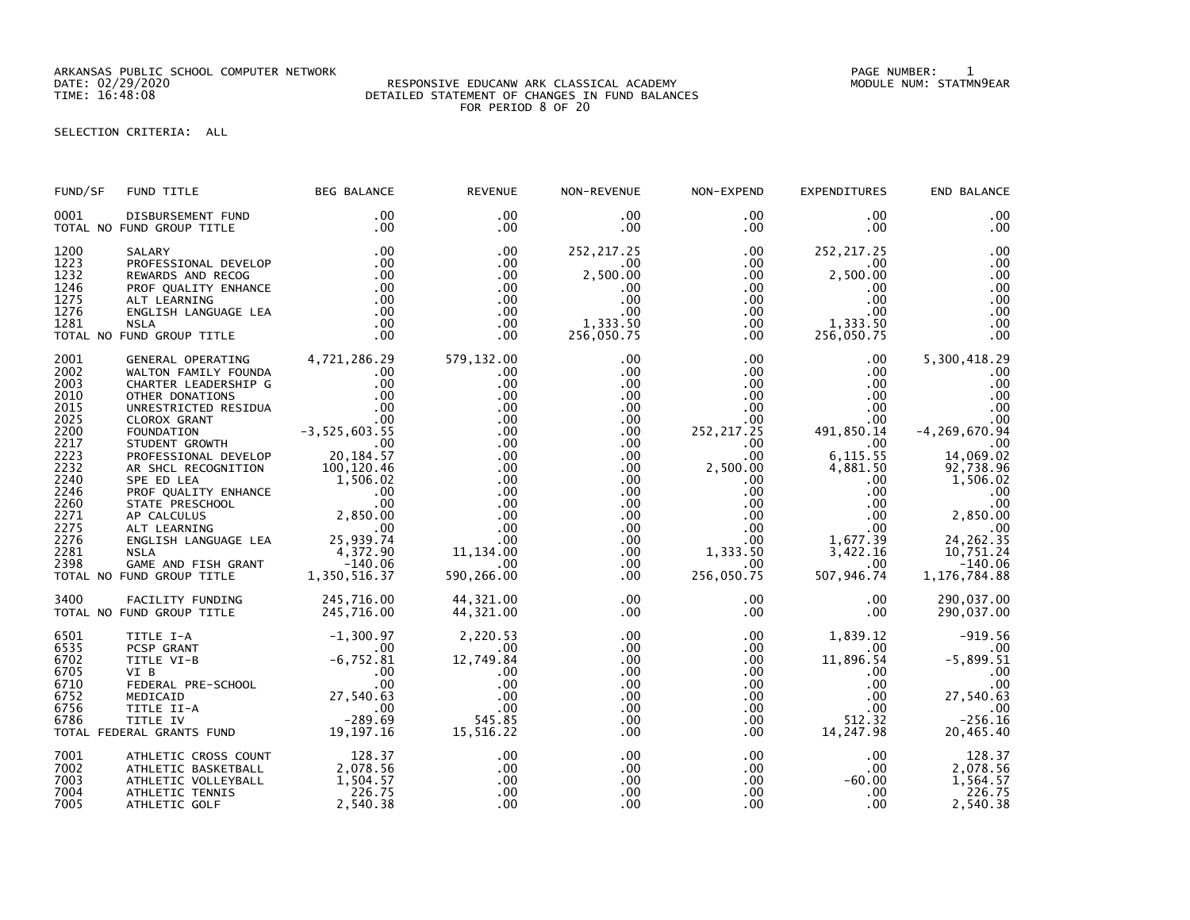ARKANSAS PUBLIC SCHOOL COMPUTER NETWORK
DATE: 02/29/2020
TIME: 16:48:08

RESPONSIVE EDUCANW ARK CLASSICAL ACADEMY
DETAILED STATEMENT OF CHANGES IN FUND BALANCES
FOR PERIOD 8 OF 20

PAGE NUMBER: 1
MODULE NUM: STATMN9EAR

SELECTION CRITERIA: ALL

| FUND/SF | FUND TITLE | BEG BALANCE | REVENUE | NON-REVENUE | NON-EXPEND | EXPENDITURES | END BALANCE |
|---|---|---|---|---|---|---|---|
| 0001 | DISBURSEMENT FUND | .00 | .00 | .00 | .00 | .00 | .00 |
| TOTAL NO FUND GROUP TITLE | | .00 | .00 | .00 | .00 | .00 | .00 |
| 1200 | SALARY | .00 | .00 | 252,217.25 | .00 | 252,217.25 | .00 |
| 1223 | PROFESSIONAL DEVELOP | .00 | .00 | .00 | .00 | .00 | .00 |
| 1232 | REWARDS AND RECOG | .00 | .00 | 2,500.00 | .00 | 2,500.00 | .00 |
| 1246 | PROF QUALITY ENHANCE | .00 | .00 | .00 | .00 | .00 | .00 |
| 1275 | ALT LEARNING | .00 | .00 | .00 | .00 | .00 | .00 |
| 1276 | ENGLISH LANGUAGE LEA | .00 | .00 | .00 | .00 | .00 | .00 |
| 1281 | NSLA | .00 | .00 | 1,333.50 | .00 | 1,333.50 | .00 |
| TOTAL NO FUND GROUP TITLE | | .00 | .00 | 256,050.75 | .00 | 256,050.75 | .00 |
| 2001 | GENERAL OPERATING | 4,721,286.29 | 579,132.00 | .00 | .00 | .00 | 5,300,418.29 |
| 2002 | WALTON FAMILY FOUNDA | .00 | .00 | .00 | .00 | .00 | .00 |
| 2003 | CHARTER LEADERSHIP G | .00 | .00 | .00 | .00 | .00 | .00 |
| 2010 | OTHER DONATIONS | .00 | .00 | .00 | .00 | .00 | .00 |
| 2015 | UNRESTRICTED RESIDUA | .00 | .00 | .00 | .00 | .00 | .00 |
| 2025 | CLOROX GRANT | .00 | .00 | .00 | .00 | .00 | .00 |
| 2200 | FOUNDATION | -3,525,603.55 | .00 | .00 | 252,217.25 | 491,850.14 | -4,269,670.94 |
| 2217 | STUDENT GROWTH | .00 | .00 | .00 | .00 | .00 | .00 |
| 2223 | PROFESSIONAL DEVELOP | 20,184.57 | .00 | .00 | .00 | 6,115.55 | 14,069.02 |
| 2232 | AR SHCL RECOGNITION | 100,120.46 | .00 | .00 | 2,500.00 | 4,881.50 | 92,738.96 |
| 2240 | SPE ED LEA | 1,506.02 | .00 | .00 | .00 | .00 | 1,506.02 |
| 2246 | PROF QUALITY ENHANCE | .00 | .00 | .00 | .00 | .00 | .00 |
| 2260 | STATE PRESCHOOL | .00 | .00 | .00 | .00 | .00 | .00 |
| 2271 | AP CALCULUS | 2,850.00 | .00 | .00 | .00 | .00 | 2,850.00 |
| 2275 | ALT LEARNING | .00 | .00 | .00 | .00 | .00 | .00 |
| 2276 | ENGLISH LANGUAGE LEA | 25,939.74 | .00 | .00 | .00 | 1,677.39 | 24,262.35 |
| 2281 | NSLA | 4,372.90 | 11,134.00 | .00 | 1,333.50 | 3,422.16 | 10,751.24 |
| 2398 | GAME AND FISH GRANT | -140.06 | .00 | .00 | .00 | .00 | -140.06 |
| TOTAL NO FUND GROUP TITLE | | 1,350,516.37 | 590,266.00 | .00 | 256,050.75 | 507,946.74 | 1,176,784.88 |
| 3400 | FACILITY FUNDING | 245,716.00 | 44,321.00 | .00 | .00 | .00 | 290,037.00 |
| TOTAL NO FUND GROUP TITLE | | 245,716.00 | 44,321.00 | .00 | .00 | .00 | 290,037.00 |
| 6501 | TITLE I-A | -1,300.97 | 2,220.53 | .00 | .00 | 1,839.12 | -919.56 |
| 6535 | PCSP GRANT | .00 | .00 | .00 | .00 | .00 | .00 |
| 6702 | TITLE VI-B | -6,752.81 | 12,749.84 | .00 | .00 | 11,896.54 | -5,899.51 |
| 6705 | VI B | .00 | .00 | .00 | .00 | .00 | .00 |
| 6710 | FEDERAL PRE-SCHOOL | .00 | .00 | .00 | .00 | .00 | .00 |
| 6752 | MEDICAID | 27,540.63 | .00 | .00 | .00 | .00 | 27,540.63 |
| 6756 | TITLE II-A | .00 | .00 | .00 | .00 | .00 | .00 |
| 6786 | TITLE IV | -289.69 | 545.85 | .00 | .00 | 512.32 | -256.16 |
| TOTAL FEDERAL GRANTS FUND | | 19,197.16 | 15,516.22 | .00 | .00 | 14,247.98 | 20,465.40 |
| 7001 | ATHLETIC CROSS COUNT | 128.37 | .00 | .00 | .00 | .00 | 128.37 |
| 7002 | ATHLETIC BASKETBALL | 2,078.56 | .00 | .00 | .00 | .00 | 2,078.56 |
| 7003 | ATHLETIC VOLLEYBALL | 1,504.57 | .00 | .00 | .00 | -60.00 | 1,564.57 |
| 7004 | ATHLETIC TENNIS | 226.75 | .00 | .00 | .00 | .00 | 226.75 |
| 7005 | ATHLETIC GOLF | 2,540.38 | .00 | .00 | .00 | .00 | 2,540.38 |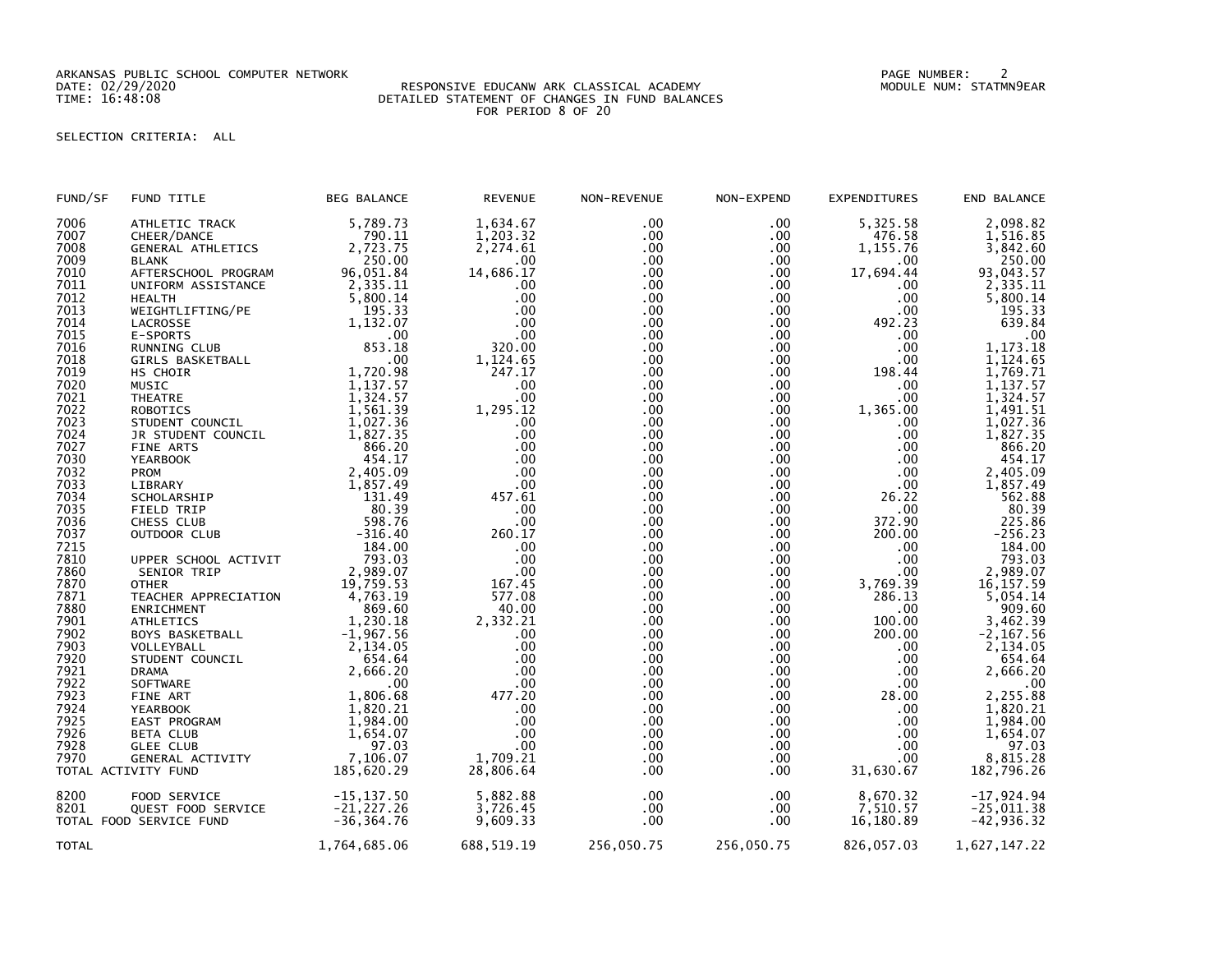ARKANSAS PUBLIC SCHOOL COMPUTER NETWORK
DATE: 02/29/2020
TIME: 16:48:08

RESPONSIVE EDUCANW ARK CLASSICAL ACADEMY
DETAILED STATEMENT OF CHANGES IN FUND BALANCES
FOR PERIOD 8 OF 20

PAGE NUMBER: 2
MODULE NUM: STATMN9EAR

SELECTION CRITERIA: ALL

| FUND/SF | FUND TITLE | BEG BALANCE | REVENUE | NON-REVENUE | NON-EXPEND | EXPENDITURES | END BALANCE |
|---|---|---|---|---|---|---|---|
| 7006 | ATHLETIC TRACK | 5,789.73 | 1,634.67 | .00 | .00 | 5,325.58 | 2,098.82 |
| 7007 | CHEER/DANCE | 790.11 | 1,203.32 | .00 | .00 | 476.58 | 1,516.85 |
| 7008 | GENERAL ATHLETICS | 2,723.75 | 2,274.61 | .00 | .00 | 1,155.76 | 3,842.60 |
| 7009 | BLANK | 250.00 | .00 | .00 | .00 | .00 | 250.00 |
| 7010 | AFTERSCHOOL PROGRAM | 96,051.84 | 14,686.17 | .00 | .00 | 17,694.44 | 93,043.57 |
| 7011 | UNIFORM ASSISTANCE | 2,335.11 | .00 | .00 | .00 | .00 | 2,335.11 |
| 7012 | HEALTH | 5,800.14 | .00 | .00 | .00 | .00 | 5,800.14 |
| 7013 | WEIGHTLIFTING/PE | 195.33 | .00 | .00 | .00 | .00 | 195.33 |
| 7014 | LACROSSE | 1,132.07 | .00 | .00 | .00 | 492.23 | 639.84 |
| 7015 | E-SPORTS | .00 | .00 | .00 | .00 | .00 | .00 |
| 7016 | RUNNING CLUB | 853.18 | 320.00 | .00 | .00 | .00 | 1,173.18 |
| 7018 | GIRLS BASKETBALL | .00 | 1,124.65 | .00 | .00 | .00 | 1,124.65 |
| 7019 | HS CHOIR | 1,720.98 | 247.17 | .00 | .00 | 198.44 | 1,769.71 |
| 7020 | MUSIC | 1,137.57 | .00 | .00 | .00 | .00 | 1,137.57 |
| 7021 | THEATRE | 1,324.57 | .00 | .00 | .00 | .00 | 1,324.57 |
| 7022 | ROBOTICS | 1,561.39 | 1,295.12 | .00 | .00 | 1,365.00 | 1,491.51 |
| 7023 | STUDENT COUNCIL | 1,027.36 | .00 | .00 | .00 | .00 | 1,027.36 |
| 7024 | JR STUDENT COUNCIL | 1,827.35 | .00 | .00 | .00 | .00 | 1,827.35 |
| 7027 | FINE ARTS | 866.20 | .00 | .00 | .00 | .00 | 866.20 |
| 7030 | YEARBOOK | 454.17 | .00 | .00 | .00 | .00 | 454.17 |
| 7032 | PROM | 2,405.09 | .00 | .00 | .00 | .00 | 2,405.09 |
| 7033 | LIBRARY | 1,857.49 | .00 | .00 | .00 | .00 | 1,857.49 |
| 7034 | SCHOLARSHIP | 131.49 | 457.61 | .00 | .00 | 26.22 | 562.88 |
| 7035 | FIELD TRIP | 80.39 | .00 | .00 | .00 | .00 | 80.39 |
| 7036 | CHESS CLUB | 598.76 | .00 | .00 | .00 | 372.90 | 225.86 |
| 7037 | OUTDOOR CLUB | -316.40 | 260.17 | .00 | .00 | 200.00 | -256.23 |
| 7215 | | 184.00 | .00 | .00 | .00 | .00 | 184.00 |
| 7810 | UPPER SCHOOL ACTIVIT | 793.03 | .00 | .00 | .00 | .00 | 793.03 |
| 7860 | SENIOR TRIP | 2,989.07 | .00 | .00 | .00 | .00 | 2,989.07 |
| 7870 | OTHER | 19,759.53 | 167.45 | .00 | .00 | 3,769.39 | 16,157.59 |
| 7871 | TEACHER APPRECIATION | 4,763.19 | 577.08 | .00 | .00 | 286.13 | 5,054.14 |
| 7880 | ENRICHMENT | 869.60 | 40.00 | .00 | .00 | .00 | 909.60 |
| 7901 | ATHLETICS | 1,230.18 | 2,332.21 | .00 | .00 | 100.00 | 3,462.39 |
| 7902 | BOYS BASKETBALL | -1,967.56 | .00 | .00 | .00 | 200.00 | -2,167.56 |
| 7903 | VOLLEYBALL | 2,134.05 | .00 | .00 | .00 | .00 | 2,134.05 |
| 7920 | STUDENT COUNCIL | 654.64 | .00 | .00 | .00 | .00 | 654.64 |
| 7921 | DRAMA | 2,666.20 | .00 | .00 | .00 | .00 | 2,666.20 |
| 7922 | SOFTWARE | .00 | .00 | .00 | .00 | .00 | .00 |
| 7923 | FINE ART | 1,806.68 | 477.20 | .00 | .00 | 28.00 | 2,255.88 |
| 7924 | YEARBOOK | 1,820.21 | .00 | .00 | .00 | .00 | 1,820.21 |
| 7925 | EAST PROGRAM | 1,984.00 | .00 | .00 | .00 | .00 | 1,984.00 |
| 7926 | BETA CLUB | 1,654.07 | .00 | .00 | .00 | .00 | 1,654.07 |
| 7928 | GLEE CLUB | 97.03 | .00 | .00 | .00 | .00 | 97.03 |
| 7970 | GENERAL ACTIVITY | 7,106.07 | 1,709.21 | .00 | .00 | .00 | 8,815.28 |
| TOTAL ACTIVITY FUND | | 185,620.29 | 28,806.64 | .00 | .00 | 31,630.67 | 182,796.26 |
| 8200 | FOOD SERVICE | -15,137.50 | 5,882.88 | .00 | .00 | 8,670.32 | -17,924.94 |
| 8201 | QUEST FOOD SERVICE | -21,227.26 | 3,726.45 | .00 | .00 | 7,510.57 | -25,011.38 |
| TOTAL FOOD SERVICE FUND | | -36,364.76 | 9,609.33 | .00 | .00 | 16,180.89 | -42,936.32 |
| TOTAL | | 1,764,685.06 | 688,519.19 | 256,050.75 | 256,050.75 | 826,057.03 | 1,627,147.22 |